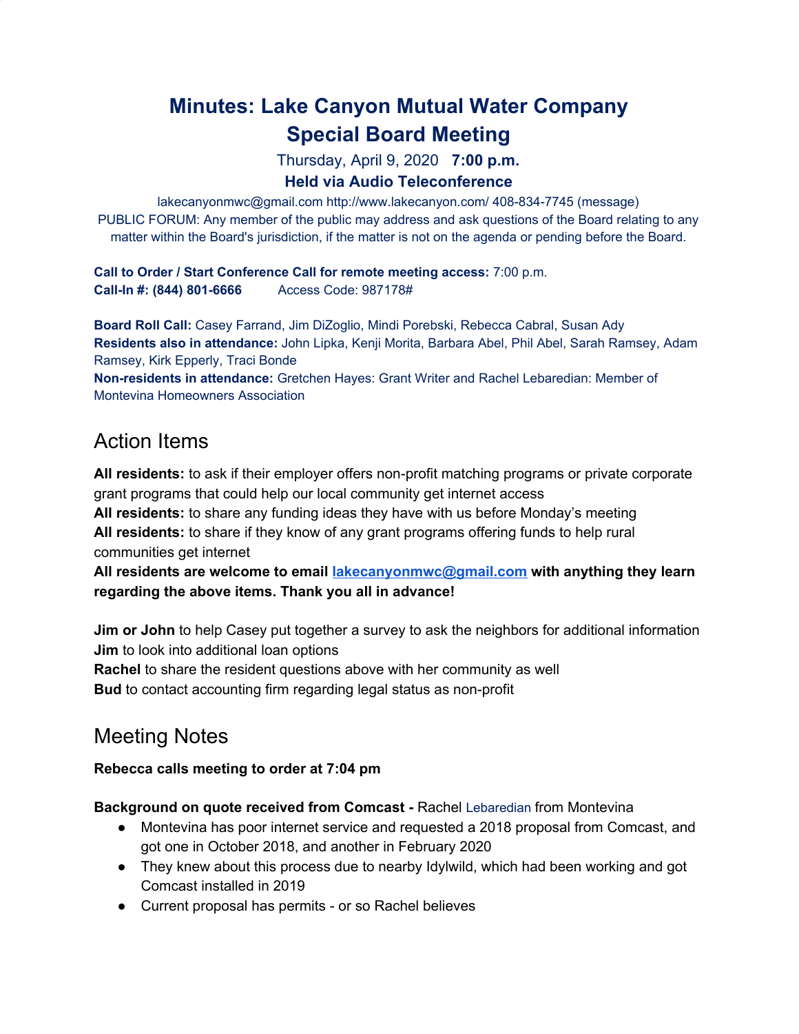# Minutes: Lake Canyon Mutual Water Company
# Special Board Meeting

Thursday, April 9, 2020 **7:00 p.m.**

**Held via Audio Teleconference**

lakecanyonmwc@gmail.com http://www.lakecanyon.com/ 408-834-7745 (message)

PUBLIC FORUM: Any member of the public may address and ask questions of the Board relating to any matter within the Board's jurisdiction, if the matter is not on the agenda or pending before the Board.

**Call to Order / Start Conference Call for remote meeting access:** 7:00 p.m.
**Call-In #: (844) 801-6666** Access Code: 987178#

**Board Roll Call:** Casey Farrand, Jim DiZoglio, Mindi Porebski, Rebecca Cabral, Susan Ady
**Residents also in attendance:** John Lipka, Kenji Morita, Barbara Abel, Phil Abel, Sarah Ramsey, Adam Ramsey, Kirk Epperly, Traci Bonde
**Non-residents in attendance:** Gretchen Hayes: Grant Writer and Rachel Lebaredian: Member of Montevina Homeowners Association

## Action Items

**All residents:** to ask if their employer offers non-profit matching programs or private corporate grant programs that could help our local community get internet access
**All residents:** to share any funding ideas they have with us before Monday's meeting
**All residents:** to share if they know of any grant programs offering funds to help rural communities get internet
**All residents are welcome to email lakecanyonmwc@gmail.com with anything they learn regarding the above items. Thank you all in advance!**

**Jim or John** to help Casey put together a survey to ask the neighbors for additional information
**Jim** to look into additional loan options
**Rachel** to share the resident questions above with her community as well
**Bud** to contact accounting firm regarding legal status as non-profit

## Meeting Notes

**Rebecca calls meeting to order at 7:04 pm**

**Background on quote received from Comcast -** Rachel Lebaredian from Montevina

- Montevina has poor internet service and requested a 2018 proposal from Comcast, and got one in October 2018, and another in February 2020
- They knew about this process due to nearby Idylwild, which had been working and got Comcast installed in 2019
- Current proposal has permits - or so Rachel believes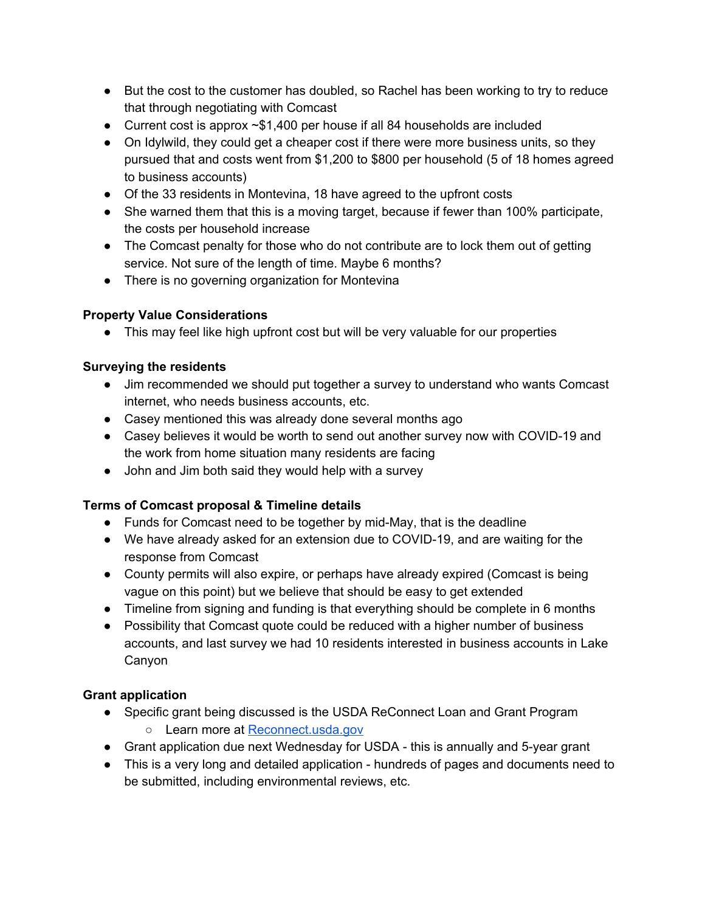- But the cost to the customer has doubled, so Rachel has been working to try to reduce that through negotiating with Comcast
- Current cost is approx ~$1,400 per house if all 84 households are included
- On Idylwild, they could get a cheaper cost if there were more business units, so they pursued that and costs went from $1,200 to $800 per household (5 of 18 homes agreed to business accounts)
- Of the 33 residents in Montevina, 18 have agreed to the upfront costs
- She warned them that this is a moving target, because if fewer than 100% participate, the costs per household increase
- The Comcast penalty for those who do not contribute are to lock them out of getting service. Not sure of the length of time. Maybe 6 months?
- There is no governing organization for Montevina

**Property Value Considerations**

- This may feel like high upfront cost but will be very valuable for our properties

**Surveying the residents**

- Jim recommended we should put together a survey to understand who wants Comcast internet, who needs business accounts, etc.
- Casey mentioned this was already done several months ago
- Casey believes it would be worth to send out another survey now with COVID-19 and the work from home situation many residents are facing
- John and Jim both said they would help with a survey

**Terms of Comcast proposal & Timeline details**

- Funds for Comcast need to be together by mid-May, that is the deadline
- We have already asked for an extension due to COVID-19, and are waiting for the response from Comcast
- County permits will also expire, or perhaps have already expired (Comcast is being vague on this point) but we believe that should be easy to get extended
- Timeline from signing and funding is that everything should be complete in 6 months
- Possibility that Comcast quote could be reduced with a higher number of business accounts, and last survey we had 10 residents interested in business accounts in Lake Canyon

**Grant application**

- Specific grant being discussed is the USDA ReConnect Loan and Grant Program
  - Learn more at [Reconnect.usda.gov](Reconnect.usda.gov)
- Grant application due next Wednesday for USDA - this is annually and 5-year grant
- This is a very long and detailed application - hundreds of pages and documents need to be submitted, including environmental reviews, etc.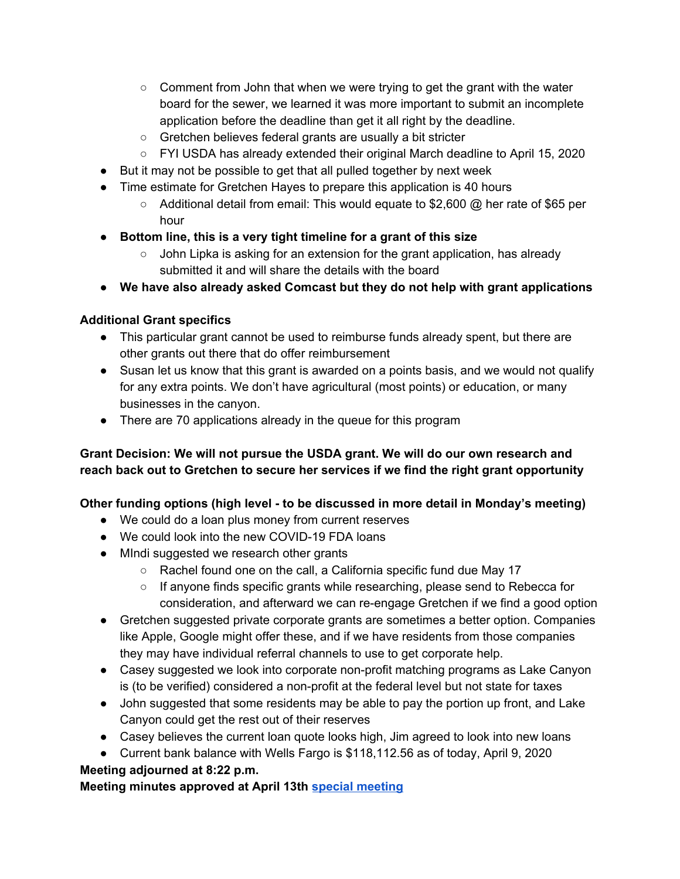- Comment from John that when we were trying to get the grant with the water board for the sewer, we learned it was more important to submit an incomplete application before the deadline than get it all right by the deadline.
  - Gretchen believes federal grants are usually a bit stricter
  - FYI USDA has already extended their original March deadline to April 15, 2020
- But it may not be possible to get that all pulled together by next week
- Time estimate for Gretchen Hayes to prepare this application is 40 hours
  - Additional detail from email: This would equate to $2,600 @ her rate of $65 per hour
- **Bottom line, this is a very tight timeline for a grant of this size**
  - John Lipka is asking for an extension for the grant application, has already submitted it and will share the details with the board
- **We have also already asked Comcast but they do not help with grant applications**

**Additional Grant specifics**

- This particular grant cannot be used to reimburse funds already spent, but there are other grants out there that do offer reimbursement
- Susan let us know that this grant is awarded on a points basis, and we would not qualify for any extra points. We don't have agricultural (most points) or education, or many businesses in the canyon.
- There are 70 applications already in the queue for this program

**Grant Decision: We will not pursue the USDA grant. We will do our own research and reach back out to Gretchen to secure her services if we find the right grant opportunity**

**Other funding options (high level - to be discussed in more detail in Monday's meeting)**

- We could do a loan plus money from current reserves
- We could look into the new COVID-19 FDA loans
- MIndi suggested we research other grants
  - Rachel found one on the call, a California specific fund due May 17
  - If anyone finds specific grants while researching, please send to Rebecca for consideration, and afterward we can re-engage Gretchen if we find a good option
- Gretchen suggested private corporate grants are sometimes a better option. Companies like Apple, Google might offer these, and if we have residents from those companies they may have individual referral channels to use to get corporate help.
- Casey suggested we look into corporate non-profit matching programs as Lake Canyon is (to be verified) considered a non-profit at the federal level but not state for taxes
- John suggested that some residents may be able to pay the portion up front, and Lake Canyon could get the rest out of their reserves
- Casey believes the current loan quote looks high, Jim agreed to look into new loans
- Current bank balance with Wells Fargo is $118,112.56 as of today, April 9, 2020

**Meeting adjourned at 8:22 p.m.**
**Meeting minutes approved at April 13th [special meeting]**